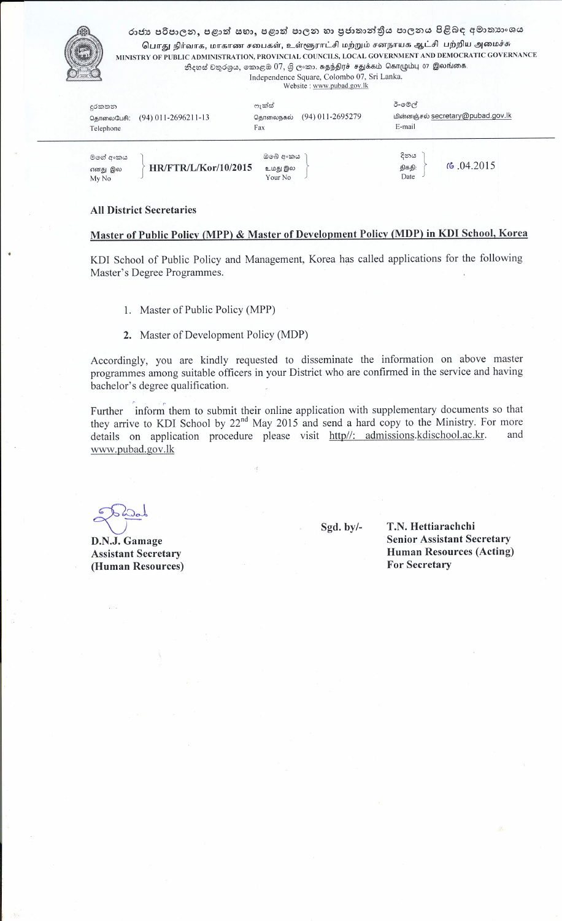රාජ්‍ය පරිපාලන, පළාත් සභා, පළාත් පාලන හා ප්‍රජාතාන්ත්‍රීය පාලනය පිළිබඳ අමාත්‍යාංශය
பொது நிர்வாக, மாகாண சபைகள், உள்ளூராட்சி மற்றும் சனநாயக ஆட்சி பற்றிய அமைச்சு
MINISTRY OF PUBLIC ADMINISTRATION, PROVINCIAL COUNCILS, LOCAL GOVERNMENT AND DEMOCRATIC GOVERNANCE
නිදහස් චතුරශ්‍රය, කොළඹ 07, ශ්‍රී ලංකා. சுதந்திரச் சதுக்கம் கொழும்பு 07 இலங்கை.
Independence Square, Colombo 07, Sri Lanka.
Website : www.pubad.gov.lk

| දුරකතන / தொலைபேசி / Telephone | (94) 011-2696211-13 | ෆැක්ස් / தொலைநகல் / Fax | (94) 011-2695279 | ඊ-මේල් / மின்னஞ்சல் / E-mail | secretary@pubad.gov.lk |
|---|---|---|---|---|---|
| මගේ අංකය / எனது இல / My No | HR/FTR/L/Kor/10/2015 | ඔබේ අංකය / உமது இல / Your No | | දිනය / திகதி / Date | 16.04.2015 |

**All District Secretaries**

**Master of Public Policy (MPP) & Master of Development Policy (MDP) in KDI School, Korea**

KDI School of Public Policy and Management, Korea has called applications for the following Master's Degree Programmes.

1. Master of Public Policy (MPP)
2. Master of Development Policy (MDP)

Accordingly, you are kindly requested to disseminate the information on above master programmes among suitable officers in your District who are confirmed in the service and having bachelor's degree qualification.

Further inform them to submit their online application with supplementary documents so that they arrive to KDI School by 22nd May 2015 and send a hard copy to the Ministry. For more details on application procedure please visit http//: admissions.kdischool.ac.kr. and www.pubad.gov.lk

**D.N.J. Gamage**
**Assistant Secretary**
**(Human Resources)**

**Sgd. by/-**

**T.N. Hettiarachchi**
**Senior Assistant Secretary**
**Human Resources (Acting)**
**For Secretary**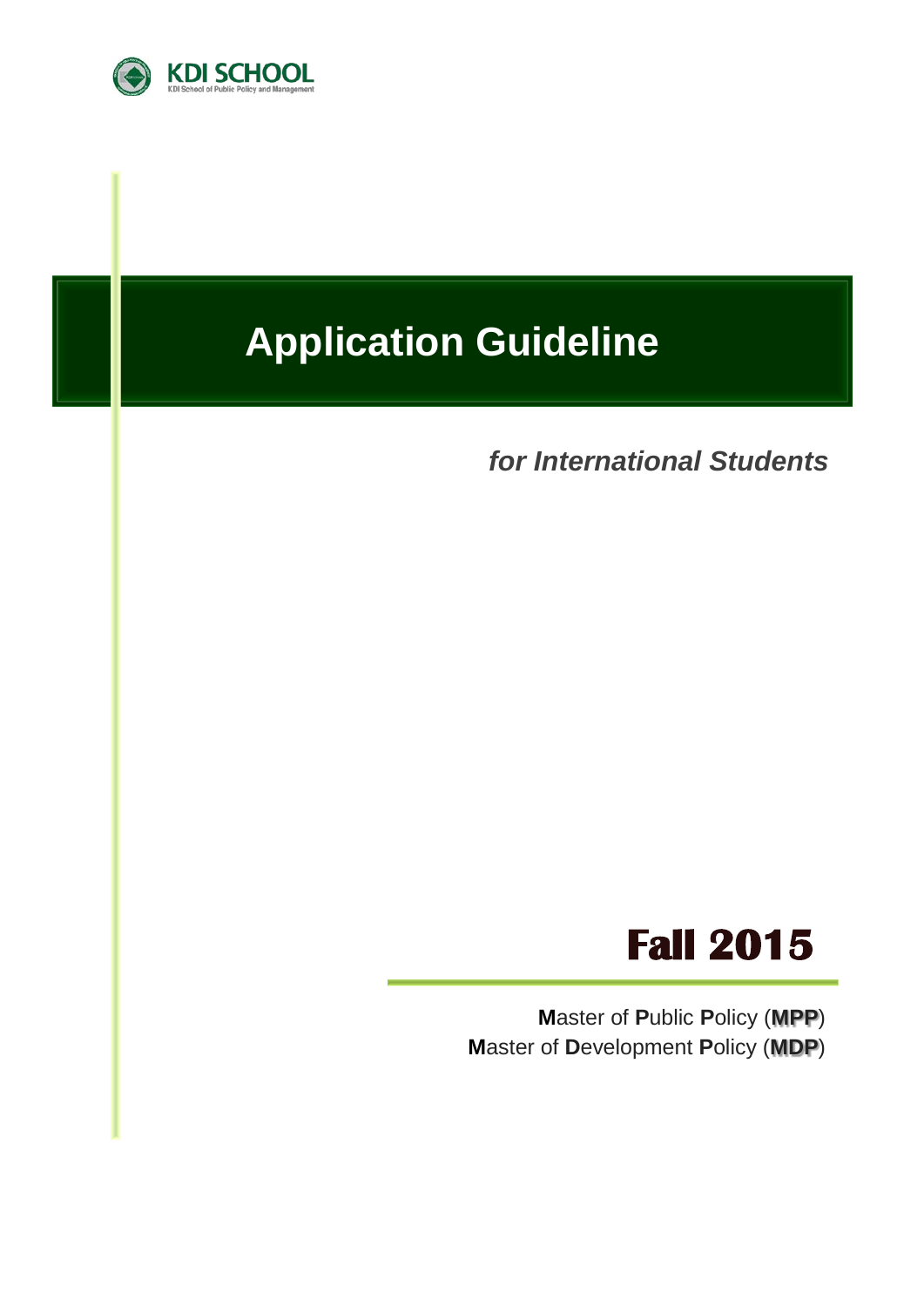KDI SCHOOL
KDI School of Public Policy and Management

# Application Guideline

***for International Students***

# Fall 2015

**M**aster of **P**ublic **P**olicy (**MPP**)
**M**aster of **D**evelopment **P**olicy (**MDP**)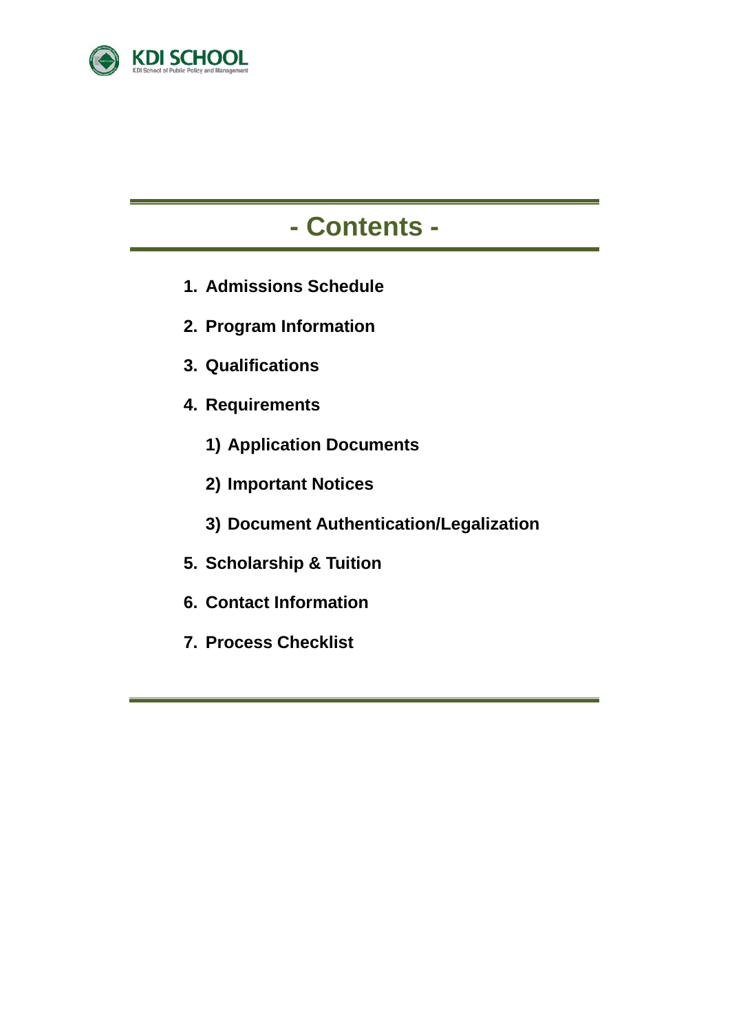# - Contents -

1. **Admissions Schedule**
2. **Program Information**
3. **Qualifications**
4. **Requirements**
   1) **Application Documents**
   2) **Important Notices**
   3) **Document Authentication/Legalization**
5. **Scholarship & Tuition**
6. **Contact Information**
7. **Process Checklist**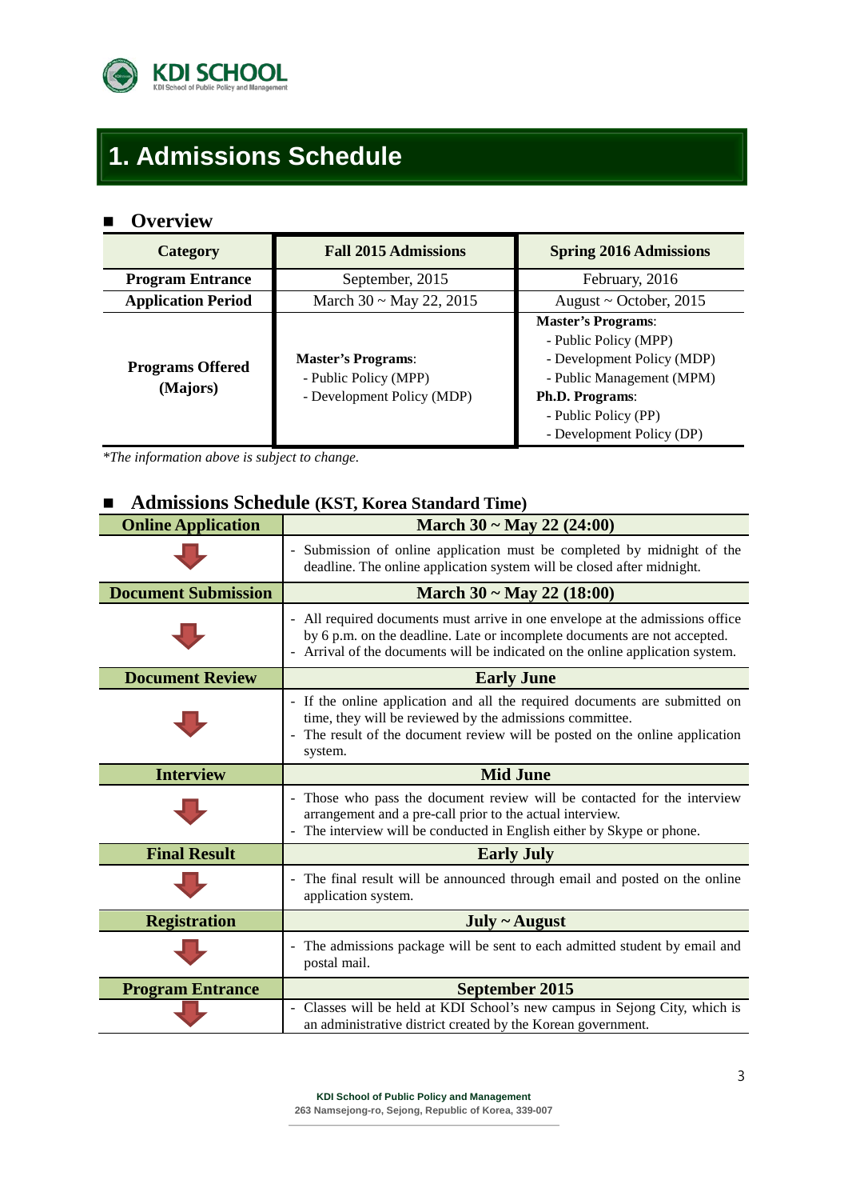# 1. Admissions Schedule

## ■ Overview

| Category | Fall 2015 Admissions | Spring 2016 Admissions |
|---|---|---|
| **Program Entrance** | September, 2015 | February, 2016 |
| **Application Period** | March 30 ~ May 22, 2015 | August ~ October, 2015 |
| **Programs Offered (Majors)** | **Master's Programs**:<br>- Public Policy (MPP)<br>- Development Policy (MDP) | **Master's Programs**:<br>- Public Policy (MPP)<br>- Development Policy (MDP)<br>- Public Management (MPM)<br>**Ph.D. Programs**:<br>- Public Policy (PP)<br>- Development Policy (DP) |

*\*The information above is subject to change.*

## ■ Admissions Schedule (KST, Korea Standard Time)

| Stage | Date / Details |
|---|---|
| **Online Application** | **March 30 ~ May 22 (24:00)** |
| | - Submission of online application must be completed by midnight of the deadline. The online application system will be closed after midnight. |
| **Document Submission** | **March 30 ~ May 22 (18:00)** |
| | - All required documents must arrive in one envelope at the admissions office by 6 p.m. on the deadline. Late or incomplete documents are not accepted.<br>- Arrival of the documents will be indicated on the online application system. |
| **Document Review** | **Early June** |
| | - If the online application and all the required documents are submitted on time, they will be reviewed by the admissions committee.<br>- The result of the document review will be posted on the online application system. |
| **Interview** | **Mid June** |
| | - Those who pass the document review will be contacted for the interview arrangement and a pre-call prior to the actual interview.<br>- The interview will be conducted in English either by Skype or phone. |
| **Final Result** | **Early July** |
| | - The final result will be announced through email and posted on the online application system. |
| **Registration** | **July ~ August** |
| | - The admissions package will be sent to each admitted student by email and postal mail. |
| **Program Entrance** | **September 2015** |
| | - Classes will be held at KDI School's new campus in Sejong City, which is an administrative district created by the Korean government. |

**KDI School of Public Policy and Management**
263 Namsejong-ro, Sejong, Republic of Korea, 339-007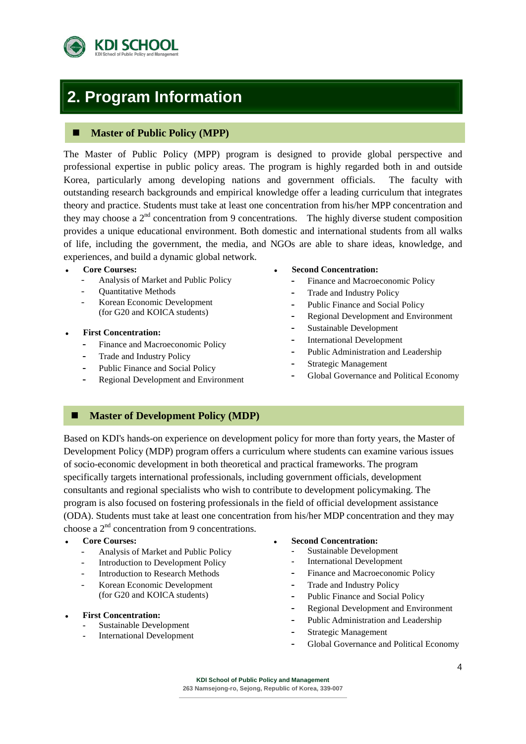## 2. Program Information

### Master of Public Policy (MPP)

The Master of Public Policy (MPP) program is designed to provide global perspective and professional expertise in public policy areas. The program is highly regarded both in and outside Korea, particularly among developing nations and government officials. The faculty with outstanding research backgrounds and empirical knowledge offer a leading curriculum that integrates theory and practice. Students must take at least one concentration from his/her MPP concentration and they may choose a 2nd concentration from 9 concentrations. The highly diverse student composition provides a unique educational environment. Both domestic and international students from all walks of life, including the government, the media, and NGOs are able to share ideas, knowledge, and experiences, and build a dynamic global network.

- **Core Courses:**
  - Analysis of Market and Public Policy
  - Quantitative Methods
  - Korean Economic Development (for G20 and KOICA students)
- **First Concentration:**
  - Finance and Macroeconomic Policy
  - Trade and Industry Policy
  - Public Finance and Social Policy
  - Regional Development and Environment
- **Second Concentration:**
  - Finance and Macroeconomic Policy
  - Trade and Industry Policy
  - Public Finance and Social Policy
  - Regional Development and Environment
  - Sustainable Development
  - International Development
  - Public Administration and Leadership
  - Strategic Management
  - Global Governance and Political Economy

### Master of Development Policy (MDP)

Based on KDI's hands-on experience on development policy for more than forty years, the Master of Development Policy (MDP) program offers a curriculum where students can examine various issues of socio-economic development in both theoretical and practical frameworks. The program specifically targets international professionals, including government officials, development consultants and regional specialists who wish to contribute to development policymaking. The program is also focused on fostering professionals in the field of official development assistance (ODA). Students must take at least one concentration from his/her MDP concentration and they may choose a 2nd concentration from 9 concentrations.

- **Core Courses:**
  - Analysis of Market and Public Policy
  - Introduction to Development Policy
  - Introduction to Research Methods
  - Korean Economic Development (for G20 and KOICA students)
- **First Concentration:**
  - Sustainable Development
  - International Development
- **Second Concentration:**
  - Sustainable Development
  - International Development
  - Finance and Macroeconomic Policy
  - Trade and Industry Policy
  - Public Finance and Social Policy
  - Regional Development and Environment
  - Public Administration and Leadership
  - Strategic Management
  - Global Governance and Political Economy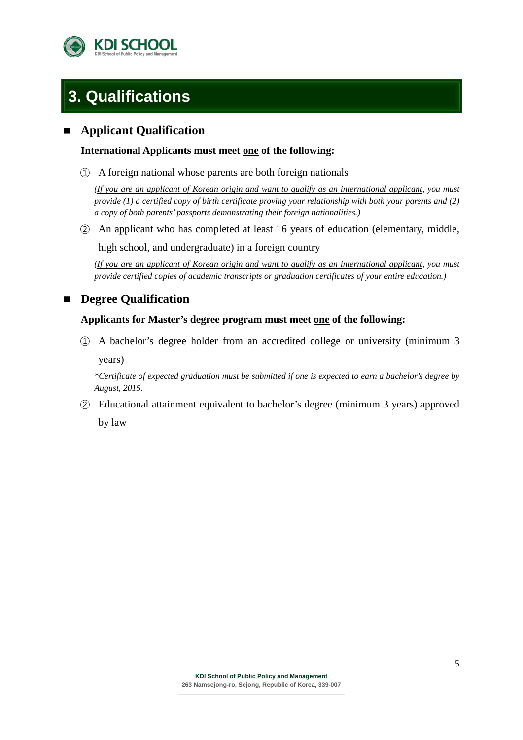# 3. Qualifications

## ■ Applicant Qualification

**International Applicants must meet <u>one</u> of the following:**

① A foreign national whose parents are both foreign nationals

*(<u>If you are an applicant of Korean origin and want to qualify as an international applicant</u>, you must provide (1) a certified copy of birth certificate proving your relationship with both your parents and (2) a copy of both parents' passports demonstrating their foreign nationalities.)*

② An applicant who has completed at least 16 years of education (elementary, middle, high school, and undergraduate) in a foreign country

*(<u>If you are an applicant of Korean origin and want to qualify as an international applicant</u>, you must provide certified copies of academic transcripts or graduation certificates of your entire education.)*

## ■ Degree Qualification

**Applicants for Master's degree program must meet <u>one</u> of the following:**

① A bachelor's degree holder from an accredited college or university (minimum 3 years)

*\*Certificate of expected graduation must be submitted if one is expected to earn a bachelor's degree by August, 2015.*

② Educational attainment equivalent to bachelor's degree (minimum 3 years) approved by law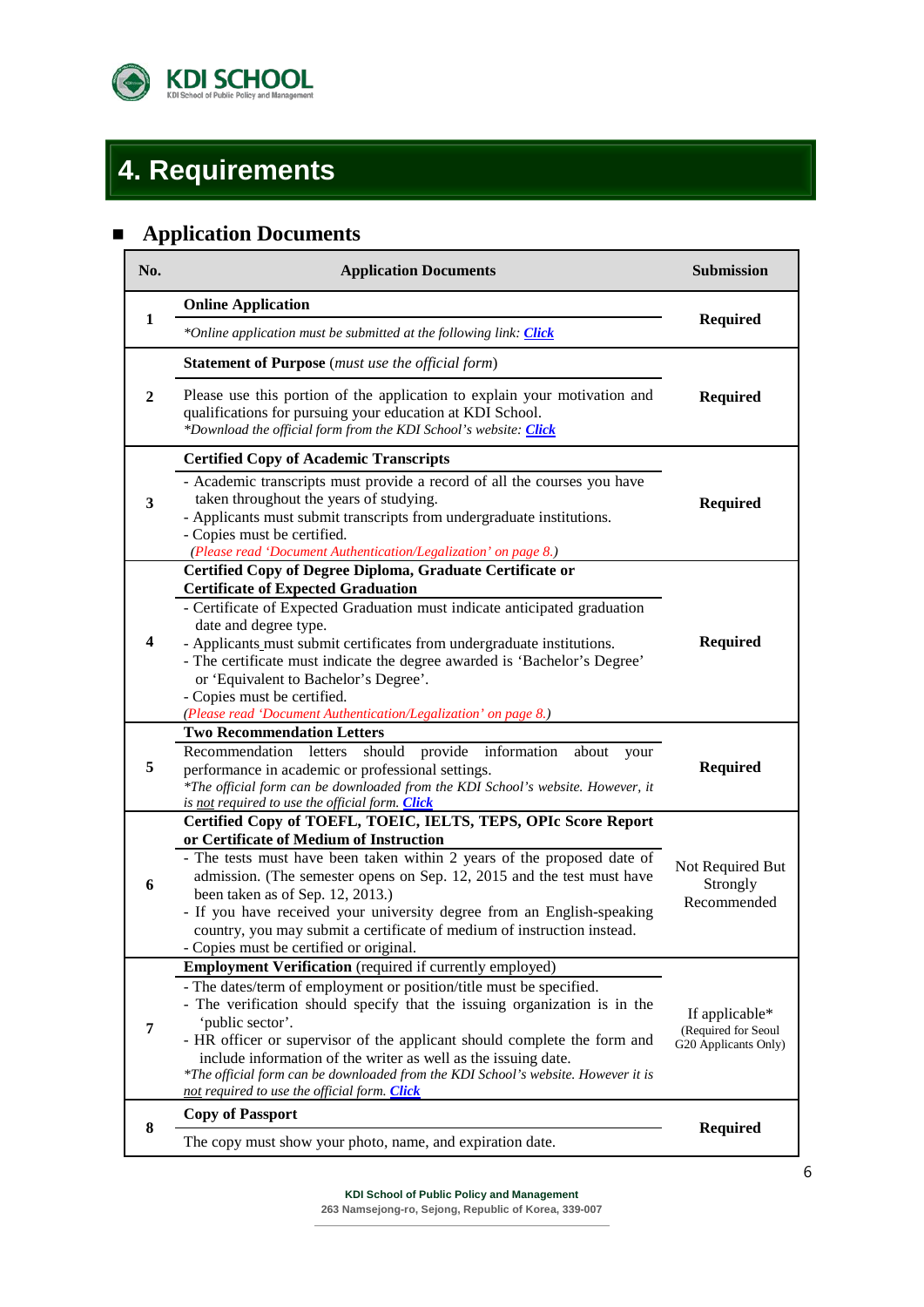# 4. Requirements

## ■ Application Documents

| No. | Application Documents | Submission |
|---|---|---|
| 1 | **Online Application**<br>*\*Online application must be submitted at the following link: **Click*** | **Required** |
| 2 | **Statement of Purpose** (*must use the official form*)<br>Please use this portion of the application to explain your motivation and qualifications for pursuing your education at KDI School.<br>*\*Download the official form from the KDI School's website: **Click*** | **Required** |
| 3 | **Certified Copy of Academic Transcripts**<br>- Academic transcripts must provide a record of all the courses you have taken throughout the years of studying.<br>- Applicants must submit transcripts from undergraduate institutions.<br>- Copies must be certified.<br>*(Please read 'Document Authentication/Legalization' on page 8.)* | **Required** |
| 4 | **Certified Copy of Degree Diploma, Graduate Certificate or Certificate of Expected Graduation**<br>- Certificate of Expected Graduation must indicate anticipated graduation date and degree type.<br>- Applicants must submit certificates from undergraduate institutions.<br>- The certificate must indicate the degree awarded is 'Bachelor's Degree' or 'Equivalent to Bachelor's Degree'.<br>- Copies must be certified.<br>*(Please read 'Document Authentication/Legalization' on page 8.)* | **Required** |
| 5 | **Two Recommendation Letters**<br>Recommendation letters should provide information about your performance in academic or professional settings.<br>*\*The official form can be downloaded from the KDI School's website. However, it is not required to use the official form. **Click*** | **Required** |
| 6 | **Certified Copy of TOEFL, TOEIC, IELTS, TEPS, OPIc Score Report or Certificate of Medium of Instruction**<br>- The tests must have been taken within 2 years of the proposed date of admission. (The semester opens on Sep. 12, 2015 and the test must have been taken as of Sep. 12, 2013.)<br>- If you have received your university degree from an English-speaking country, you may submit a certificate of medium of instruction instead.<br>- Copies must be certified or original. | Not Required But Strongly Recommended |
| 7 | **Employment Verification** (required if currently employed)<br>- The dates/term of employment or position/title must be specified.<br>- The verification should specify that the issuing organization is in the 'public sector'.<br>- HR officer or supervisor of the applicant should complete the form and include information of the writer as well as the issuing date.<br>*\*The official form can be downloaded from the KDI School's website. However it is not required to use the official form. **Click*** | If applicable\*<br>(Required for Seoul G20 Applicants Only) |
| 8 | **Copy of Passport**<br>The copy must show your photo, name, and expiration date. | **Required** |

**KDI School of Public Policy and Management**
**263 Namsejong-ro, Sejong, Republic of Korea, 339-007**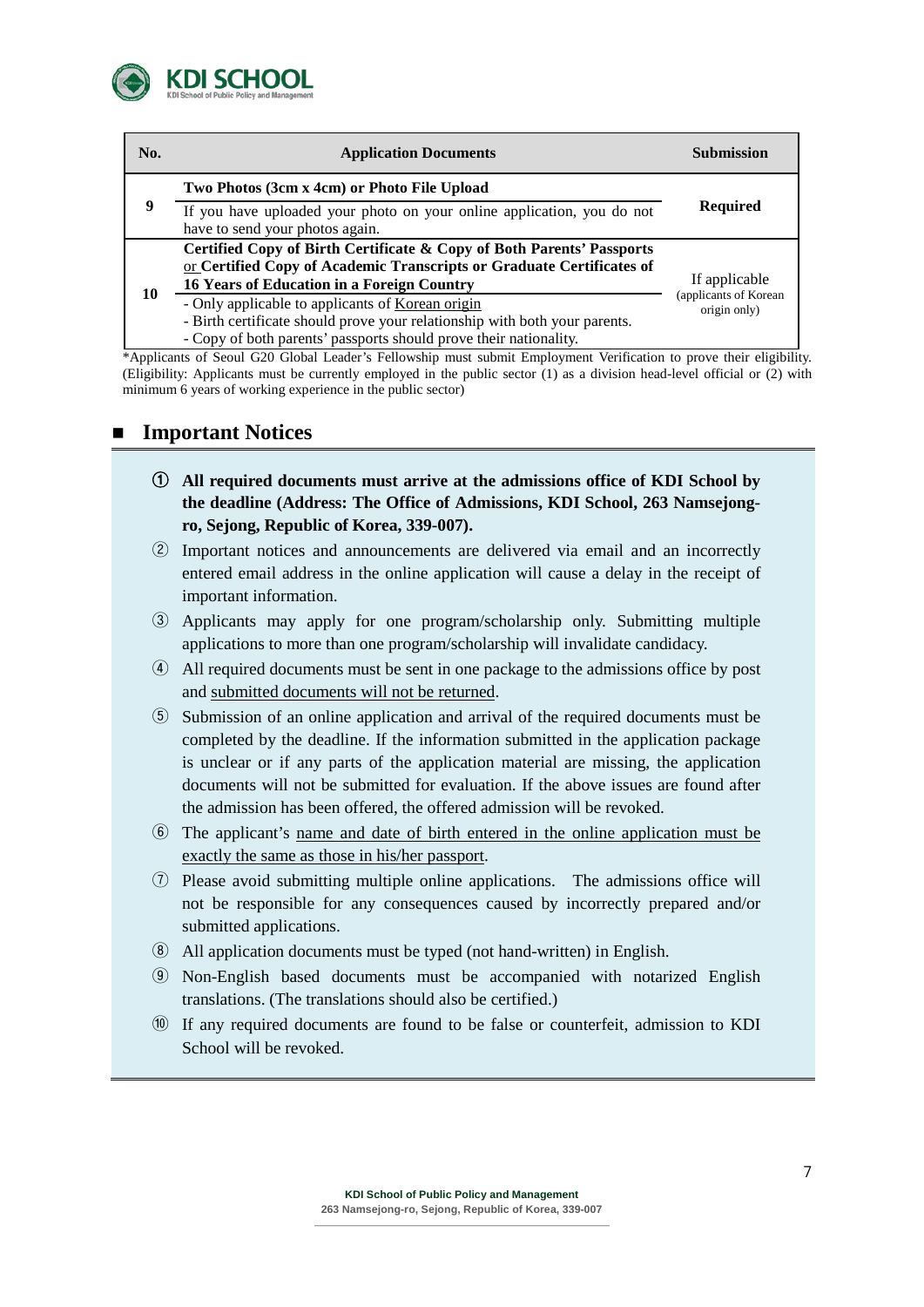| No. | Application Documents | Submission |
|---|---|---|
| 9 | **Two Photos (3cm x 4cm) or Photo File Upload**<br>If you have uploaded your photo on your online application, you do not have to send your photos again. | **Required** |
| 10 | **Certified Copy of Birth Certificate & Copy of Both Parents' Passports** or **Certified Copy of Academic Transcripts or Graduate Certificates of 16 Years of Education in a Foreign Country**<br>- Only applicable to applicants of Korean origin<br>- Birth certificate should prove your relationship with both your parents.<br>- Copy of both parents' passports should prove their nationality. | If applicable (applicants of Korean origin only) |

*Applicants of Seoul G20 Global Leader's Fellowship must submit Employment Verification to prove their eligibility. (Eligibility: Applicants must be currently employed in the public sector (1) as a division head-level official or (2) with minimum 6 years of working experience in the public sector)

## ■ Important Notices

① **All required documents must arrive at the admissions office of KDI School by the deadline (Address: The Office of Admissions, KDI School, 263 Namsejong-ro, Sejong, Republic of Korea, 339-007).**

② Important notices and announcements are delivered via email and an incorrectly entered email address in the online application will cause a delay in the receipt of important information.

③ Applicants may apply for one program/scholarship only. Submitting multiple applications to more than one program/scholarship will invalidate candidacy.

④ All required documents must be sent in one package to the admissions office by post and submitted documents will not be returned.

⑤ Submission of an online application and arrival of the required documents must be completed by the deadline. If the information submitted in the application package is unclear or if any parts of the application material are missing, the application documents will not be submitted for evaluation. If the above issues are found after the admission has been offered, the offered admission will be revoked.

⑥ The applicant's name and date of birth entered in the online application must be exactly the same as those in his/her passport.

⑦ Please avoid submitting multiple online applications. The admissions office will not be responsible for any consequences caused by incorrectly prepared and/or submitted applications.

⑧ All application documents must be typed (not hand-written) in English.

⑨ Non-English based documents must be accompanied with notarized English translations. (The translations should also be certified.)

⑩ If any required documents are found to be false or counterfeit, admission to KDI School will be revoked.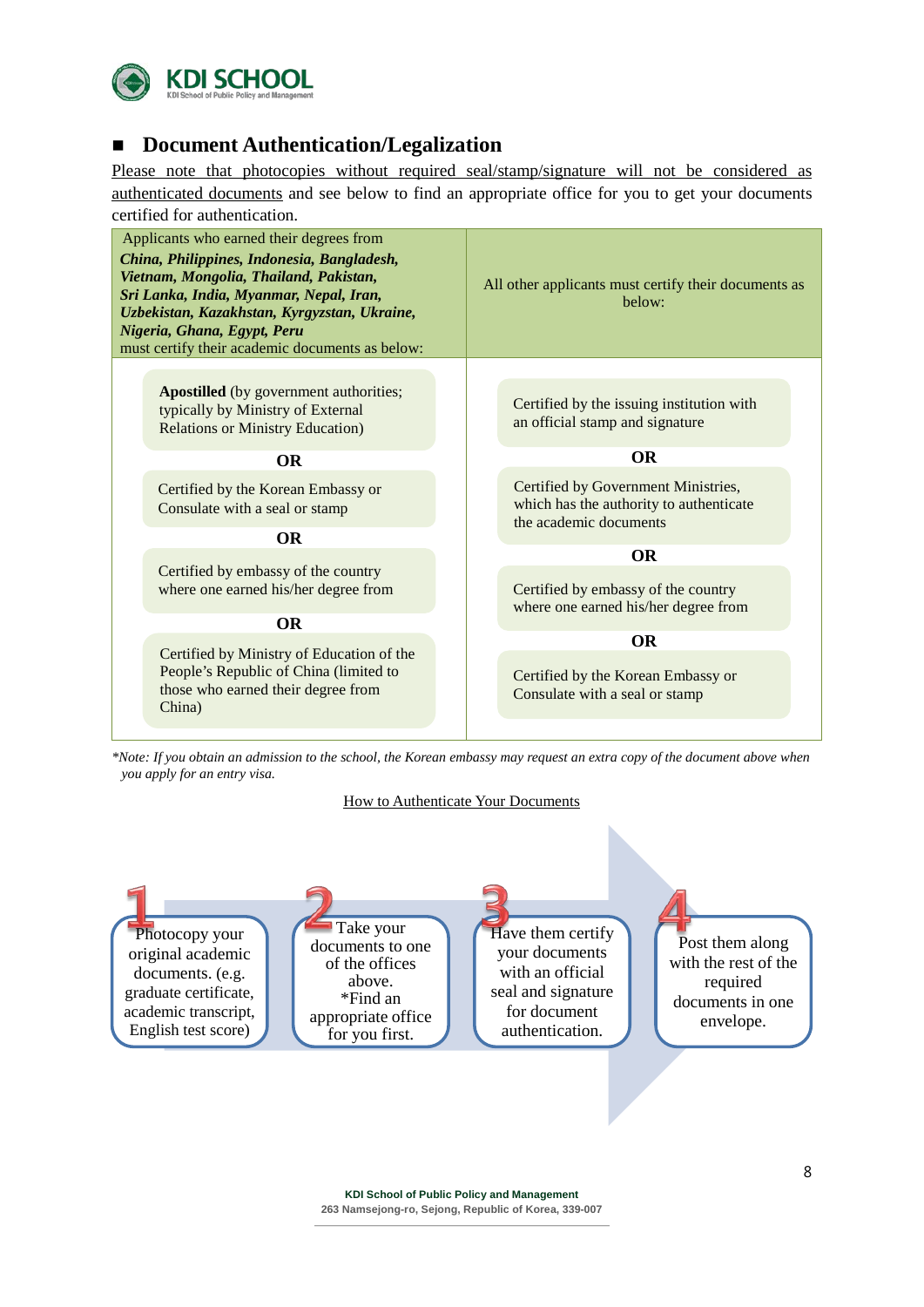## ■ Document Authentication/Legalization

Please note that photocopies without required seal/stamp/signature will not be considered as authenticated documents and see below to find an appropriate office for you to get your documents certified for authentication.

| Applicants who earned their degrees from ***China, Philippines, Indonesia, Bangladesh, Vietnam, Mongolia, Thailand, Pakistan, Sri Lanka, India, Myanmar, Nepal, Iran, Uzbekistan, Kazakhstan, Kyrgyzstan, Ukraine, Nigeria, Ghana, Egypt, Peru*** must certify their academic documents as below: | All other applicants must certify their documents as below: |
|---|---|
| **Apostilled** (by government authorities; typically by Ministry of External Relations or Ministry Education) | Certified by the issuing institution with an official stamp and signature |
| **OR** | **OR** |
| Certified by the Korean Embassy or Consulate with a seal or stamp | Certified by Government Ministries, which has the authority to authenticate the academic documents |
| **OR** | **OR** |
| Certified by embassy of the country where one earned his/her degree from | Certified by embassy of the country where one earned his/her degree from |
| **OR** | **OR** |
| Certified by Ministry of Education of the People's Republic of China (limited to those who earned their degree from China) | Certified by the Korean Embassy or Consulate with a seal or stamp |

*\*Note: If you obtain an admission to the school, the Korean embassy may request an extra copy of the document above when you apply for an entry visa.*

How to Authenticate Your Documents

1. Photocopy your original academic documents. (e.g. graduate certificate, academic transcript, English test score)
2. Take your documents to one of the offices above. \*Find an appropriate office for you first.
3. Have them certify your documents with an official seal and signature for document authentication.
4. Post them along with the rest of the required documents in one envelope.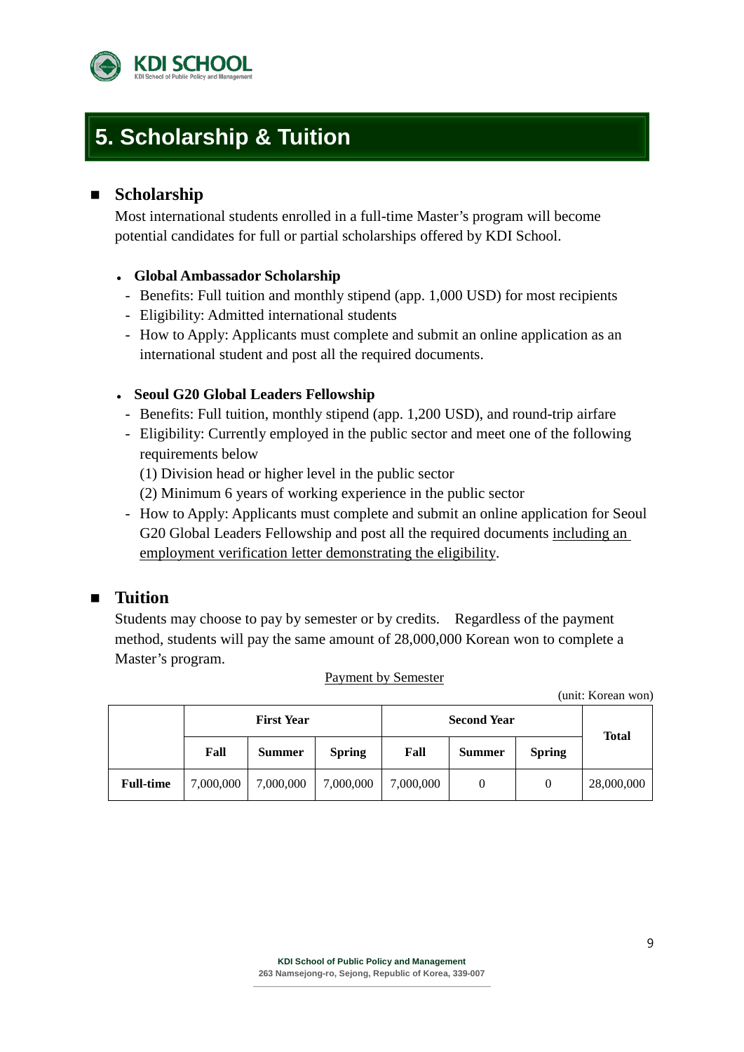# 5. Scholarship & Tuition

## Scholarship

Most international students enrolled in a full-time Master's program will become potential candidates for full or partial scholarships offered by KDI School.

- **Global Ambassador Scholarship**
  - Benefits: Full tuition and monthly stipend (app. 1,000 USD) for most recipients
  - Eligibility: Admitted international students
  - How to Apply: Applicants must complete and submit an online application as an international student and post all the required documents.

- **Seoul G20 Global Leaders Fellowship**
  - Benefits: Full tuition, monthly stipend (app. 1,200 USD), and round-trip airfare
  - Eligibility: Currently employed in the public sector and meet one of the following requirements below
    (1) Division head or higher level in the public sector
    (2) Minimum 6 years of working experience in the public sector
  - How to Apply: Applicants must complete and submit an online application for Seoul G20 Global Leaders Fellowship and post all the required documents <u>including an employment verification letter demonstrating the eligibility</u>.

## Tuition

Students may choose to pay by semester or by credits. Regardless of the payment method, students will pay the same amount of 28,000,000 Korean won to complete a Master's program.

<u>Payment by Semester</u>

(unit: Korean won)

| | First Year | | | Second Year | | | Total |
|---|---|---|---|---|---|---|---|
| | Fall | Summer | Spring | Fall | Summer | Spring | |
| **Full-time** | 7,000,000 | 7,000,000 | 7,000,000 | 7,000,000 | 0 | 0 | 28,000,000 |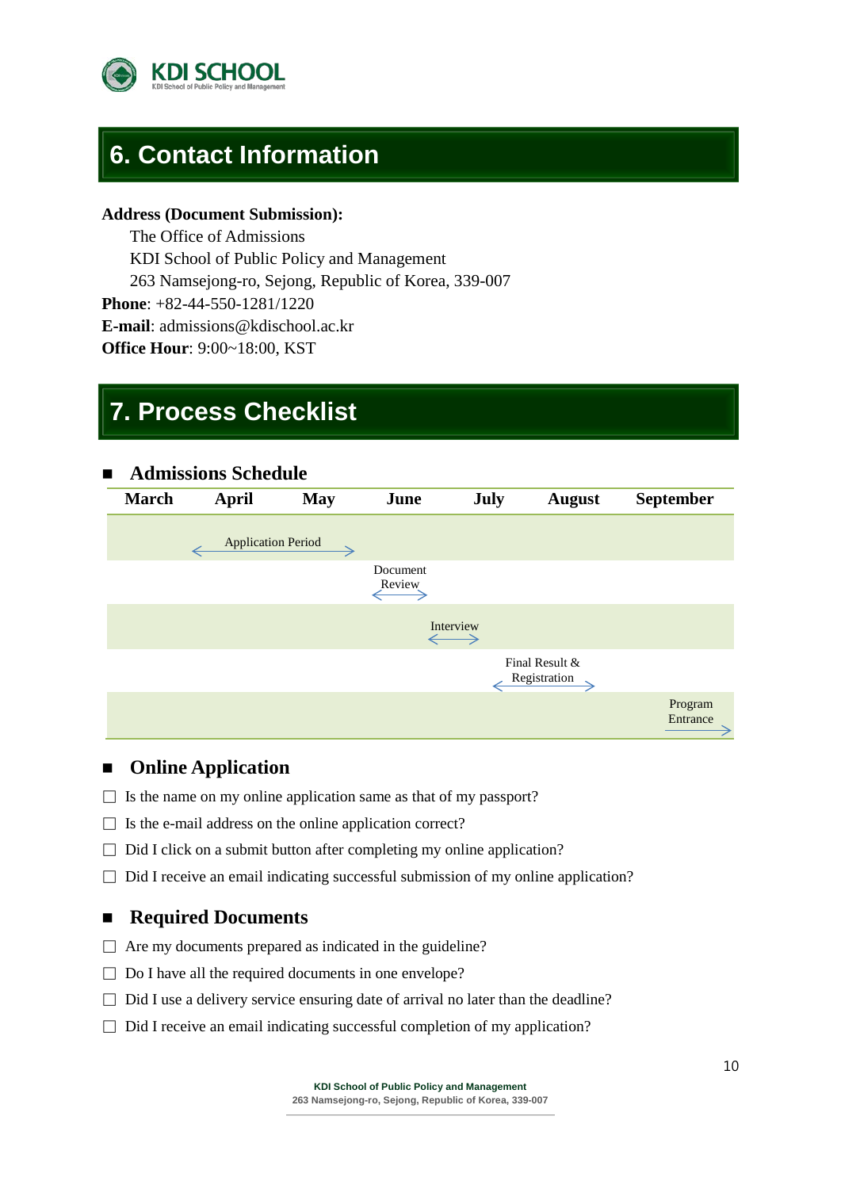## 6. Contact Information

**Address (Document Submission):**

The Office of Admissions
KDI School of Public Policy and Management
263 Namsejong-ro, Sejong, Republic of Korea, 339-007

**Phone**: +82-44-550-1281/1220
**E-mail**: admissions@kdischool.ac.kr
**Office Hour**: 9:00~18:00, KST

## 7. Process Checklist

### ■ Admissions Schedule

March April May June July August September

Application Period

Document Review

Interview

Final Result & Registration

Program Entrance

### ■ Online Application

☐ Is the name on my online application same as that of my passport?

☐ Is the e-mail address on the online application correct?

☐ Did I click on a submit button after completing my online application?

☐ Did I receive an email indicating successful submission of my online application?

### ■ Required Documents

☐ Are my documents prepared as indicated in the guideline?

☐ Do I have all the required documents in one envelope?

☐ Did I use a delivery service ensuring date of arrival no later than the deadline?

☐ Did I receive an email indicating successful completion of my application?